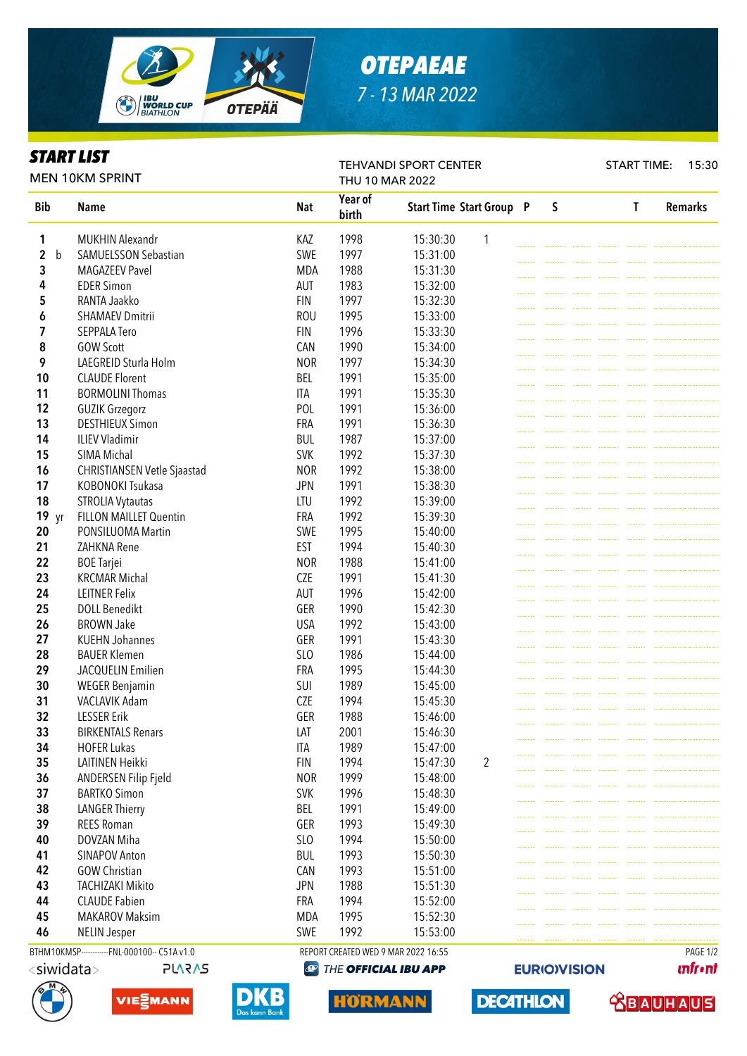# OTEPAEAE

7 - 13 MAR 2022

## START LIST

MEN 10KM SPRINT

TEHVANDI SPORT CENTER
THU 10 MAR 2022

START TIME: 15:30

| Bib | | Name | Nat | Year of birth | Start Time | Start Group | P | S | T | Remarks |
|---|---|---|---|---|---|---|---|---|---|---|
| 1 | | MUKHIN Alexandr | KAZ | 1998 | 15:30:30 | 1 | | | | |
| 2 | b | SAMUELSSON Sebastian | SWE | 1997 | 15:31:00 | | | | | |
| 3 | | MAGAZEEV Pavel | MDA | 1988 | 15:31:30 | | | | | |
| 4 | | EDER Simon | AUT | 1983 | 15:32:00 | | | | | |
| 5 | | RANTA Jaakko | FIN | 1997 | 15:32:30 | | | | | |
| 6 | | SHAMAEV Dmitrii | ROU | 1995 | 15:33:00 | | | | | |
| 7 | | SEPPALA Tero | FIN | 1996 | 15:33:30 | | | | | |
| 8 | | GOW Scott | CAN | 1990 | 15:34:00 | | | | | |
| 9 | | LAEGREID Sturla Holm | NOR | 1997 | 15:34:30 | | | | | |
| 10 | | CLAUDE Florent | BEL | 1991 | 15:35:00 | | | | | |
| 11 | | BORMOLINI Thomas | ITA | 1991 | 15:35:30 | | | | | |
| 12 | | GUZIK Grzegorz | POL | 1991 | 15:36:00 | | | | | |
| 13 | | DESTHIEUX Simon | FRA | 1991 | 15:36:30 | | | | | |
| 14 | | ILIEV Vladimir | BUL | 1987 | 15:37:00 | | | | | |
| 15 | | SIMA Michal | SVK | 1992 | 15:37:30 | | | | | |
| 16 | | CHRISTIANSEN Vetle Sjaastad | NOR | 1992 | 15:38:00 | | | | | |
| 17 | | KOBONOKI Tsukasa | JPN | 1991 | 15:38:30 | | | | | |
| 18 | | STROLIA Vytautas | LTU | 1992 | 15:39:00 | | | | | |
| 19 | yr | FILLON MAILLET Quentin | FRA | 1992 | 15:39:30 | | | | | |
| 20 | | PONSILUOMA Martin | SWE | 1995 | 15:40:00 | | | | | |
| 21 | | ZAHKNA Rene | EST | 1994 | 15:40:30 | | | | | |
| 22 | | BOE Tarjei | NOR | 1988 | 15:41:00 | | | | | |
| 23 | | KRCMAR Michal | CZE | 1991 | 15:41:30 | | | | | |
| 24 | | LEITNER Felix | AUT | 1996 | 15:42:00 | | | | | |
| 25 | | DOLL Benedikt | GER | 1990 | 15:42:30 | | | | | |
| 26 | | BROWN Jake | USA | 1992 | 15:43:00 | | | | | |
| 27 | | KUEHN Johannes | GER | 1991 | 15:43:30 | | | | | |
| 28 | | BAUER Klemen | SLO | 1986 | 15:44:00 | | | | | |
| 29 | | JACQUELIN Emilien | FRA | 1995 | 15:44:30 | | | | | |
| 30 | | WEGER Benjamin | SUI | 1989 | 15:45:00 | | | | | |
| 31 | | VACLAVIK Adam | CZE | 1994 | 15:45:30 | | | | | |
| 32 | | LESSER Erik | GER | 1988 | 15:46:00 | | | | | |
| 33 | | BIRKENTALS Renars | LAT | 2001 | 15:46:30 | | | | | |
| 34 | | HOFER Lukas | ITA | 1989 | 15:47:00 | | | | | |
| 35 | | LAITINEN Heikki | FIN | 1994 | 15:47:30 | 2 | | | | |
| 36 | | ANDERSEN Filip Fjeld | NOR | 1999 | 15:48:00 | | | | | |
| 37 | | BARTKO Simon | SVK | 1996 | 15:48:30 | | | | | |
| 38 | | LANGER Thierry | BEL | 1991 | 15:49:00 | | | | | |
| 39 | | REES Roman | GER | 1993 | 15:49:30 | | | | | |
| 40 | | DOVZAN Miha | SLO | 1994 | 15:50:00 | | | | | |
| 41 | | SINAPOV Anton | BUL | 1993 | 15:50:30 | | | | | |
| 42 | | GOW Christian | CAN | 1993 | 15:51:00 | | | | | |
| 43 | | TACHIZAKI Mikito | JPN | 1988 | 15:51:30 | | | | | |
| 44 | | CLAUDE Fabien | FRA | 1994 | 15:52:00 | | | | | |
| 45 | | MAKAROV Maksim | MDA | 1995 | 15:52:30 | | | | | |
| 46 | | NELIN Jesper | SWE | 1992 | 15:53:00 | | | | | |

BTHM10KMSP-----------FNL-000100-- C51A v1.0

REPORT CREATED WED 9 MAR 2022 16:55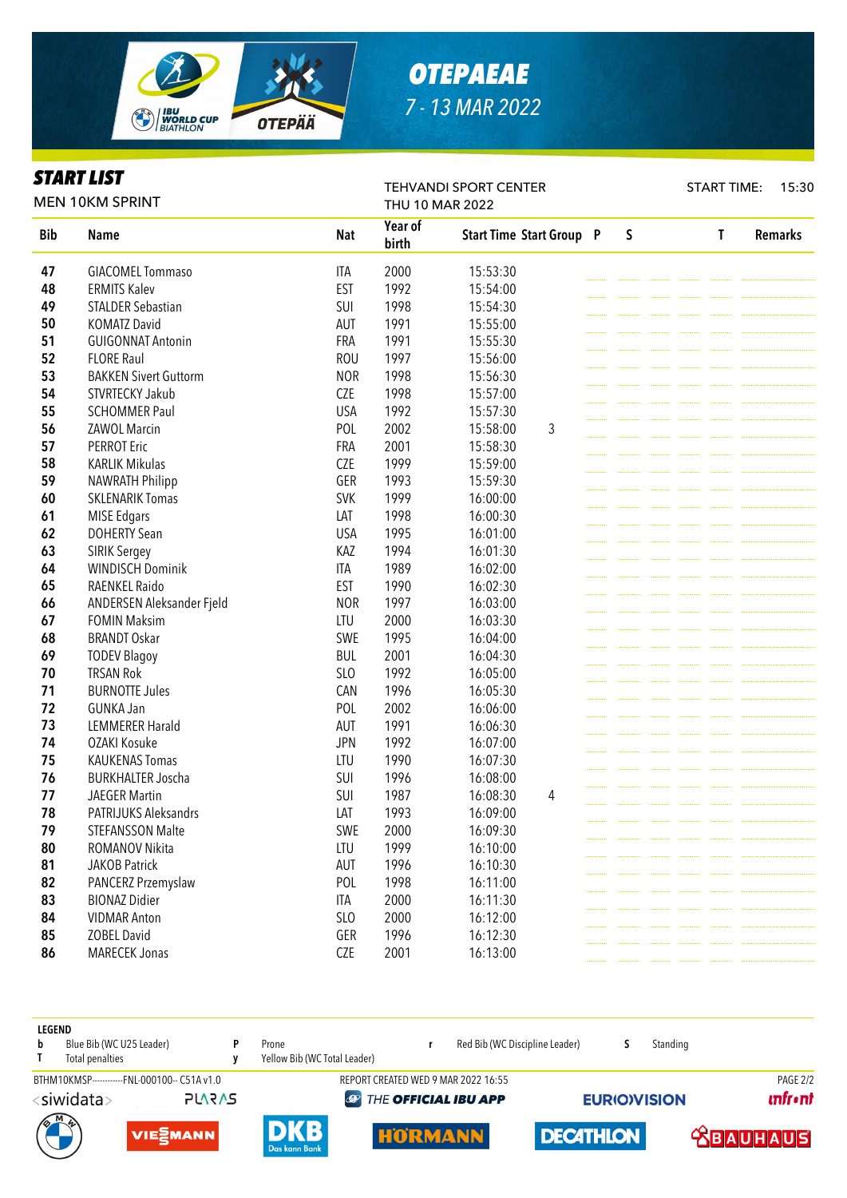# OTEPAEAE

7 - 13 MAR 2022

## START LIST

MEN 10KM SPRINT

TEHVANDI SPORT CENTER
THU 10 MAR 2022

START TIME: 15:30

| Bib | Name | Nat | Year of birth | Start Time | Start Group | P | S | | T | Remarks |
|---|---|---|---|---|---|---|---|---|---|---|
| 47 | GIACOMEL Tommaso | ITA | 2000 | 15:53:30 | | | | | | |
| 48 | ERMITS Kalev | EST | 1992 | 15:54:00 | | | | | | |
| 49 | STALDER Sebastian | SUI | 1998 | 15:54:30 | | | | | | |
| 50 | KOMATZ David | AUT | 1991 | 15:55:00 | | | | | | |
| 51 | GUIGONNAT Antonin | FRA | 1991 | 15:55:30 | | | | | | |
| 52 | FLORE Raul | ROU | 1997 | 15:56:00 | | | | | | |
| 53 | BAKKEN Sivert Guttorm | NOR | 1998 | 15:56:30 | | | | | | |
| 54 | STVRTECKY Jakub | CZE | 1998 | 15:57:00 | | | | | | |
| 55 | SCHOMMER Paul | USA | 1992 | 15:57:30 | | | | | | |
| 56 | ZAWOL Marcin | POL | 2002 | 15:58:00 | 3 | | | | | |
| 57 | PERROT Eric | FRA | 2001 | 15:58:30 | | | | | | |
| 58 | KARLIK Mikulas | CZE | 1999 | 15:59:00 | | | | | | |
| 59 | NAWRATH Philipp | GER | 1993 | 15:59:30 | | | | | | |
| 60 | SKLENARIK Tomas | SVK | 1999 | 16:00:00 | | | | | | |
| 61 | MISE Edgars | LAT | 1998 | 16:00:30 | | | | | | |
| 62 | DOHERTY Sean | USA | 1995 | 16:01:00 | | | | | | |
| 63 | SIRIK Sergey | KAZ | 1994 | 16:01:30 | | | | | | |
| 64 | WINDISCH Dominik | ITA | 1989 | 16:02:00 | | | | | | |
| 65 | RAENKEL Raido | EST | 1990 | 16:02:30 | | | | | | |
| 66 | ANDERSEN Aleksander Fjeld | NOR | 1997 | 16:03:00 | | | | | | |
| 67 | FOMIN Maksim | LTU | 2000 | 16:03:30 | | | | | | |
| 68 | BRANDT Oskar | SWE | 1995 | 16:04:00 | | | | | | |
| 69 | TODEV Blagoy | BUL | 2001 | 16:04:30 | | | | | | |
| 70 | TRSAN Rok | SLO | 1992 | 16:05:00 | | | | | | |
| 71 | BURNOTTE Jules | CAN | 1996 | 16:05:30 | | | | | | |
| 72 | GUNKA Jan | POL | 2002 | 16:06:00 | | | | | | |
| 73 | LEMMERER Harald | AUT | 1991 | 16:06:30 | | | | | | |
| 74 | OZAKI Kosuke | JPN | 1992 | 16:07:00 | | | | | | |
| 75 | KAUKENAS Tomas | LTU | 1990 | 16:07:30 | | | | | | |
| 76 | BURKHALTER Joscha | SUI | 1996 | 16:08:00 | | | | | | |
| 77 | JAEGER Martin | SUI | 1987 | 16:08:30 | 4 | | | | | |
| 78 | PATRIJUKS Aleksandrs | LAT | 1993 | 16:09:00 | | | | | | |
| 79 | STEFANSSON Malte | SWE | 2000 | 16:09:30 | | | | | | |
| 80 | ROMANOV Nikita | LTU | 1999 | 16:10:00 | | | | | | |
| 81 | JAKOB Patrick | AUT | 1996 | 16:10:30 | | | | | | |
| 82 | PANCERZ Przemyslaw | POL | 1998 | 16:11:00 | | | | | | |
| 83 | BIONAZ Didier | ITA | 2000 | 16:11:30 | | | | | | |
| 84 | VIDMAR Anton | SLO | 2000 | 16:12:00 | | | | | | |
| 85 | ZOBEL David | GER | 1996 | 16:12:30 | | | | | | |
| 86 | MARECEK Jonas | CZE | 2001 | 16:13:00 | | | | | | |

**LEGEND**

| | | | | | | | |
|---|---|---|---|---|---|---|---|
| b | Blue Bib (WC U25 Leader) | P | Prone | r | Red Bib (WC Discipline Leader) | S | Standing |
| T | Total penalties | y | Yellow Bib (WC Total Leader) | | | | |

BTHM10KMSP-----------FNL-000100-- C51A v1.0 REPORT CREATED WED 9 MAR 2022 16:55